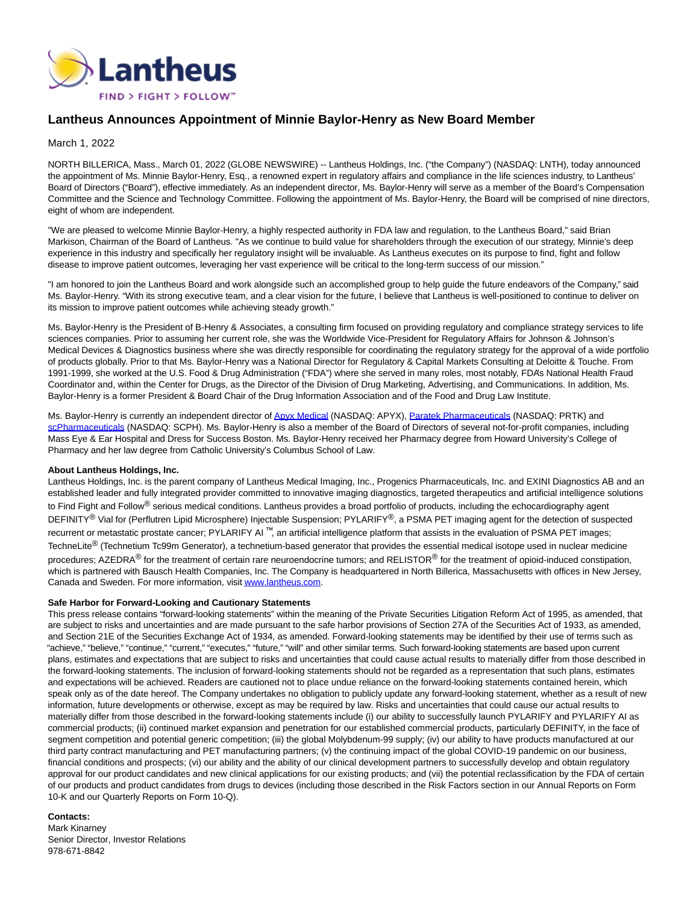# Lantheus Announces Appointment of Minnie Baylor-Henry as New Board Member

March 1, 2022

NORTH BILLERICA, Mass., March 01, 2022 (GLOBE NEWSWIRE) -- Lantheus Holdings, Inc. ("the Company") (NASDAQ: LNTH), today announced the appointment of Ms. Minnie Baylor-Henry, Esq., a renowned expert in regulatory affairs and compliance in the life sciences industry, to Lantheus' Board of Directors ("Board"), effective immediately. As an independent director, Ms. Baylor-Henry will serve as a member of the Board's Compensation Committee and the Science and Technology Committee. Following the appointment of Ms. Baylor-Henry, the Board will be comprised of nine directors, eight of whom are independent.

"We are pleased to welcome Minnie Baylor-Henry, a highly respected authority in FDA law and regulation, to the Lantheus Board," said Brian Markison, Chairman of the Board of Lantheus. "As we continue to build value for shareholders through the execution of our strategy, Minnie's deep experience in this industry and specifically her regulatory insight will be invaluable. As Lantheus executes on its purpose to find, fight and follow disease to improve patient outcomes, leveraging her vast experience will be critical to the long-term success of our mission."

"I am honored to join the Lantheus Board and work alongside such an accomplished group to help guide the future endeavors of the Company," said Ms. Baylor-Henry. "With its strong executive team, and a clear vision for the future, I believe that Lantheus is well-positioned to continue to deliver on its mission to improve patient outcomes while achieving steady growth."

Ms. Baylor-Henry is the President of B-Henry & Associates, a consulting firm focused on providing regulatory and compliance strategy services to life sciences companies. Prior to assuming her current role, she was the Worldwide Vice-President for Regulatory Affairs for Johnson & Johnson's Medical Devices & Diagnostics business where she was directly responsible for coordinating the regulatory strategy for the approval of a wide portfolio of products globally. Prior to that Ms. Baylor-Henry was a National Director for Regulatory & Capital Markets Consulting at Deloitte & Touche. From 1991-1999, she worked at the U.S. Food & Drug Administration ("FDA") where she served in many roles, most notably, FDA's National Health Fraud Coordinator and, within the Center for Drugs, as the Director of the Division of Drug Marketing, Advertising, and Communications. In addition, Ms. Baylor-Henry is a former President & Board Chair of the Drug Information Association and of the Food and Drug Law Institute.

Ms. Baylor-Henry is currently an independent director of Apyx Medical (NASDAQ: APYX), Paratek Pharmaceuticals (NASDAQ: PRTK) and scPharmaceuticals (NASDAQ: SCPH). Ms. Baylor-Henry is also a member of the Board of Directors of several not-for-profit companies, including Mass Eye & Ear Hospital and Dress for Success Boston. Ms. Baylor-Henry received her Pharmacy degree from Howard University's College of Pharmacy and her law degree from Catholic University's Columbus School of Law.

**About Lantheus Holdings, Inc.**

Lantheus Holdings, Inc. is the parent company of Lantheus Medical Imaging, Inc., Progenics Pharmaceuticals, Inc. and EXINI Diagnostics AB and an established leader and fully integrated provider committed to innovative imaging diagnostics, targeted therapeutics and artificial intelligence solutions to Find Fight and Follow® serious medical conditions. Lantheus provides a broad portfolio of products, including the echocardiography agent DEFINITY® Vial for (Perflutren Lipid Microsphere) Injectable Suspension; PYLARIFY®, a PSMA PET imaging agent for the detection of suspected recurrent or metastatic prostate cancer; PYLARIFY AI ™, an artificial intelligence platform that assists in the evaluation of PSMA PET images; TechneLite® (Technetium Tc99m Generator), a technetium-based generator that provides the essential medical isotope used in nuclear medicine procedures; AZEDRA® for the treatment of certain rare neuroendocrine tumors; and RELISTOR® for the treatment of opioid-induced constipation, which is partnered with Bausch Health Companies, Inc. The Company is headquartered in North Billerica, Massachusetts with offices in New Jersey, Canada and Sweden. For more information, visit www.lantheus.com.

**Safe Harbor for Forward-Looking and Cautionary Statements**

This press release contains "forward-looking statements" within the meaning of the Private Securities Litigation Reform Act of 1995, as amended, that are subject to risks and uncertainties and are made pursuant to the safe harbor provisions of Section 27A of the Securities Act of 1933, as amended, and Section 21E of the Securities Exchange Act of 1934, as amended. Forward-looking statements may be identified by their use of terms such as "achieve," "believe," "continue," "current," "executes," "future," "will" and other similar terms. Such forward-looking statements are based upon current plans, estimates and expectations that are subject to risks and uncertainties that could cause actual results to materially differ from those described in the forward-looking statements. The inclusion of forward-looking statements should not be regarded as a representation that such plans, estimates and expectations will be achieved. Readers are cautioned not to place undue reliance on the forward-looking statements contained herein, which speak only as of the date hereof. The Company undertakes no obligation to publicly update any forward-looking statement, whether as a result of new information, future developments or otherwise, except as may be required by law. Risks and uncertainties that could cause our actual results to materially differ from those described in the forward-looking statements include (i) our ability to successfully launch PYLARIFY and PYLARIFY AI as commercial products; (ii) continued market expansion and penetration for our established commercial products, particularly DEFINITY, in the face of segment competition and potential generic competition; (iii) the global Molybdenum-99 supply; (iv) our ability to have products manufactured at our third party contract manufacturing and PET manufacturing partners; (v) the continuing impact of the global COVID-19 pandemic on our business, financial conditions and prospects; (vi) our ability and the ability of our clinical development partners to successfully develop and obtain regulatory approval for our product candidates and new clinical applications for our existing products; and (vii) the potential reclassification by the FDA of certain of our products and product candidates from drugs to devices (including those described in the Risk Factors section in our Annual Reports on Form 10-K and our Quarterly Reports on Form 10-Q).

**Contacts:**

Mark Kinarney
Senior Director, Investor Relations
978-671-8842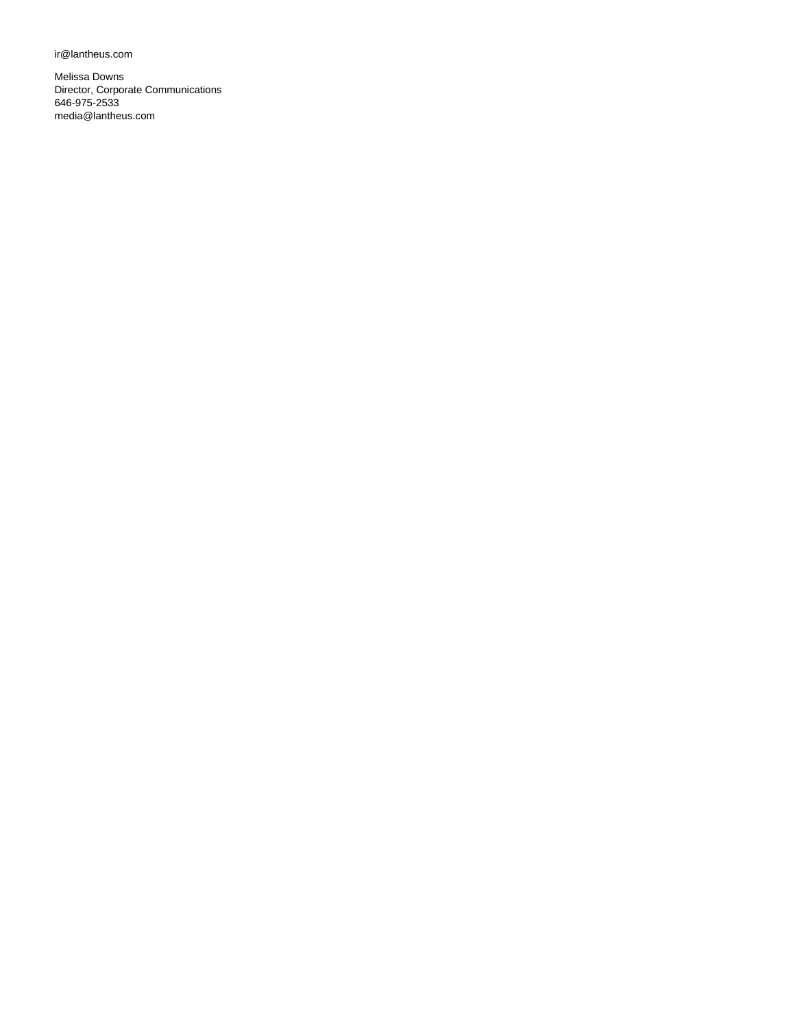ir@lantheus.com

Melissa Downs
Director, Corporate Communications
646-975-2533
media@lantheus.com